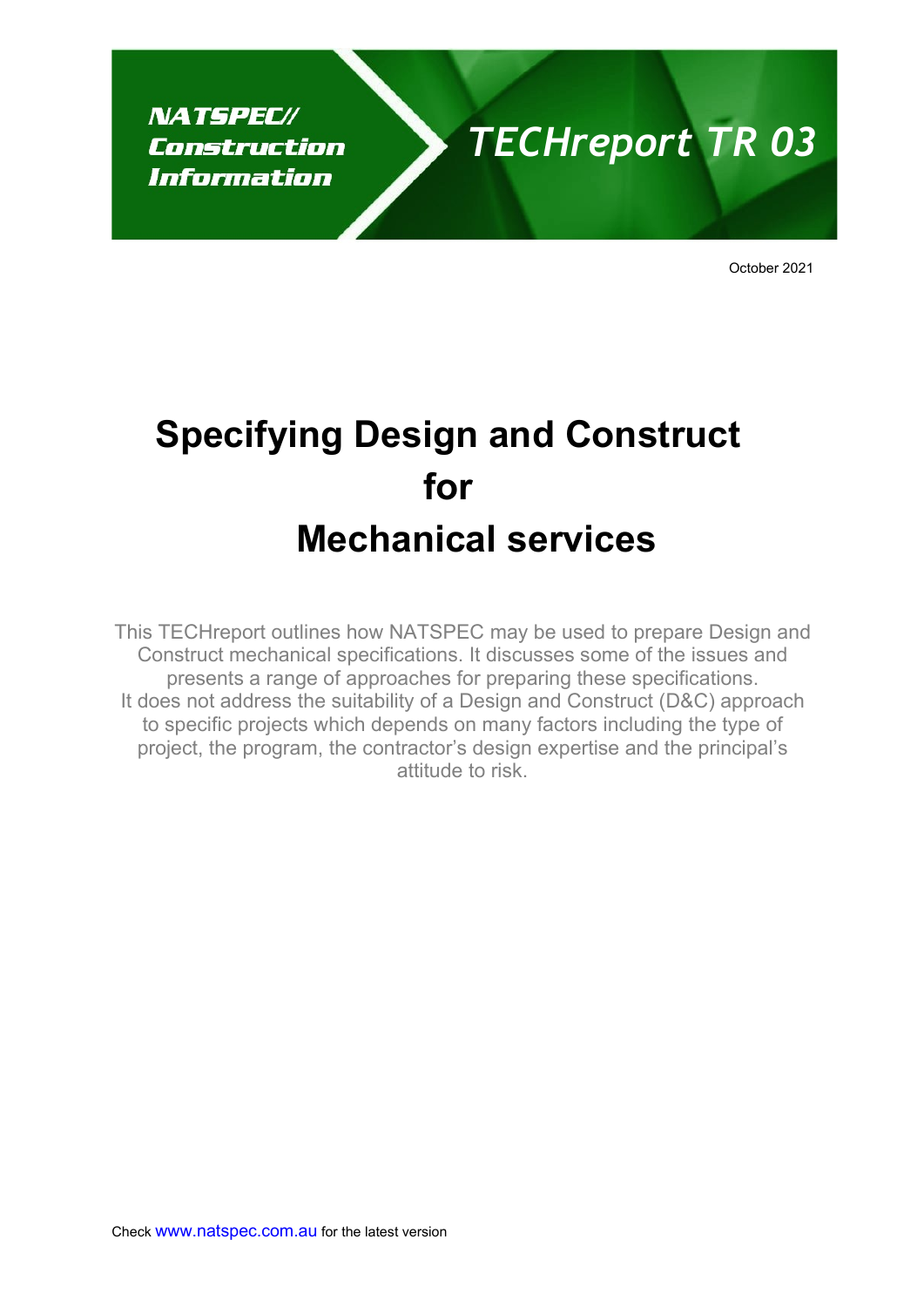**NATSPEC// Construction Information**

**TECHreport TR 03**

October 2021

# Specifying Design and Construct for Mechanical services

This TECHreport outlines how NATSPEC may be used to prepare Design and Construct mechanical specifications. It discusses some of the issues and presents a range of approaches for preparing these specifications.
It does not address the suitability of a Design and Construct (D&C) approach to specific projects which depends on many factors including the type of project, the program, the contractor's design expertise and the principal's attitude to risk.

Check www.natspec.com.au for the latest version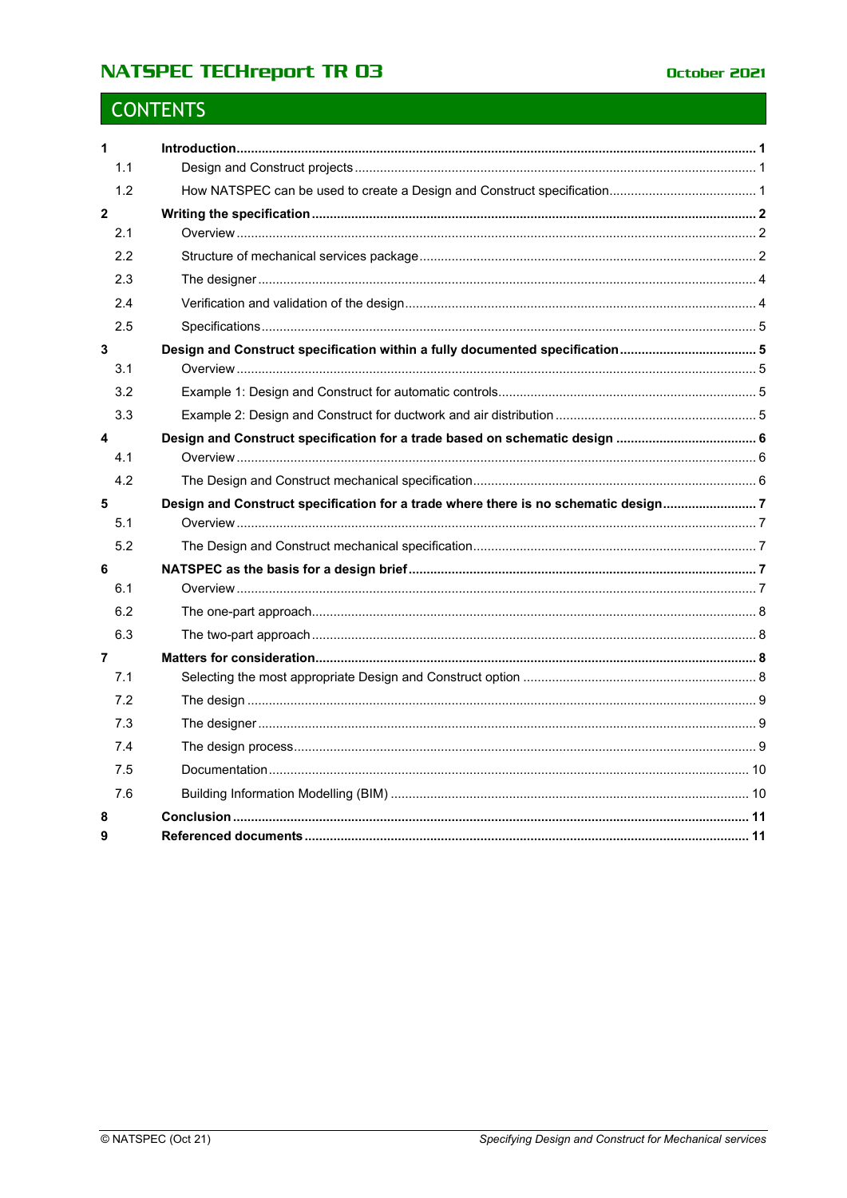# CONTENTS

| | | |
|---|---|---|
| **1** | **Introduction** | **1** |
| 1.1 | Design and Construct projects | 1 |
| 1.2 | How NATSPEC can be used to create a Design and Construct specification | 1 |
| **2** | **Writing the specification** | **2** |
| 2.1 | Overview | 2 |
| 2.2 | Structure of mechanical services package | 2 |
| 2.3 | The designer | 4 |
| 2.4 | Verification and validation of the design | 4 |
| 2.5 | Specifications | 5 |
| **3** | **Design and Construct specification within a fully documented specification** | **5** |
| 3.1 | Overview | 5 |
| 3.2 | Example 1: Design and Construct for automatic controls | 5 |
| 3.3 | Example 2: Design and Construct for ductwork and air distribution | 5 |
| **4** | **Design and Construct specification for a trade based on schematic design** | **6** |
| 4.1 | Overview | 6 |
| 4.2 | The Design and Construct mechanical specification | 6 |
| **5** | **Design and Construct specification for a trade where there is no schematic design** | **7** |
| 5.1 | Overview | 7 |
| 5.2 | The Design and Construct mechanical specification | 7 |
| **6** | **NATSPEC as the basis for a design brief** | **7** |
| 6.1 | Overview | 7 |
| 6.2 | The one-part approach | 8 |
| 6.3 | The two-part approach | 8 |
| **7** | **Matters for consideration** | **8** |
| 7.1 | Selecting the most appropriate Design and Construct option | 8 |
| 7.2 | The design | 9 |
| 7.3 | The designer | 9 |
| 7.4 | The design process | 9 |
| 7.5 | Documentation | 10 |
| 7.6 | Building Information Modelling (BIM) | 10 |
| **8** | **Conclusion** | **11** |
| **9** | **Referenced documents** | **11** |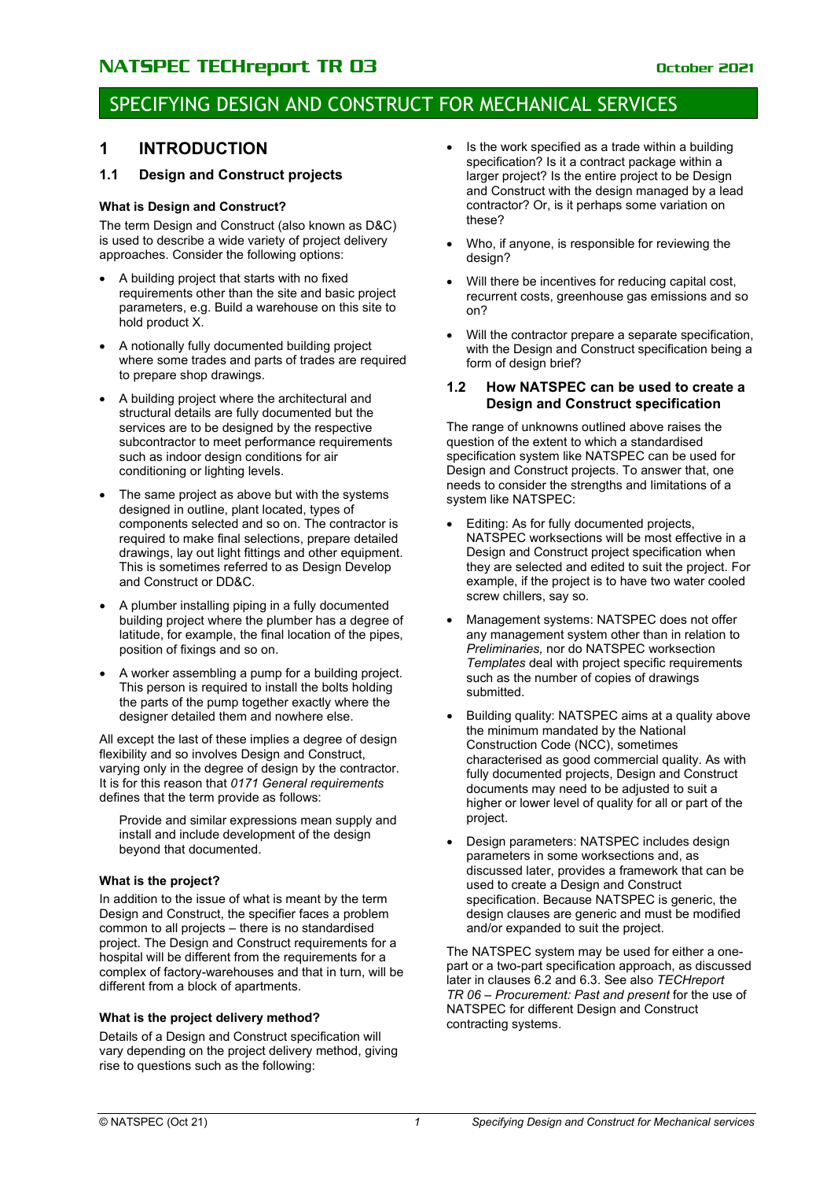# SPECIFYING DESIGN AND CONSTRUCT FOR MECHANICAL SERVICES

## 1 INTRODUCTION

### 1.1 Design and Construct projects

**What is Design and Construct?**

The term Design and Construct (also known as D&C) is used to describe a wide variety of project delivery approaches. Consider the following options:

- A building project that starts with no fixed requirements other than the site and basic project parameters, e.g. Build a warehouse on this site to hold product X.
- A notionally fully documented building project where some trades and parts of trades are required to prepare shop drawings.
- A building project where the architectural and structural details are fully documented but the services are to be designed by the respective subcontractor to meet performance requirements such as indoor design conditions for air conditioning or lighting levels.
- The same project as above but with the systems designed in outline, plant located, types of components selected and so on. The contractor is required to make final selections, prepare detailed drawings, lay out light fittings and other equipment. This is sometimes referred to as Design Develop and Construct or DD&C.
- A plumber installing piping in a fully documented building project where the plumber has a degree of latitude, for example, the final location of the pipes, position of fixings and so on.
- A worker assembling a pump for a building project. This person is required to install the bolts holding the parts of the pump together exactly where the designer detailed them and nowhere else.

All except the last of these implies a degree of design flexibility and so involves Design and Construct, varying only in the degree of design by the contractor. It is for this reason that *0171 General requirements* defines that the term provide as follows:

> Provide and similar expressions mean supply and install and include development of the design beyond that documented.

**What is the project?**

In addition to the issue of what is meant by the term Design and Construct, the specifier faces a problem common to all projects – there is no standardised project. The Design and Construct requirements for a hospital will be different from the requirements for a complex of factory-warehouses and that in turn, will be different from a block of apartments.

**What is the project delivery method?**

Details of a Design and Construct specification will vary depending on the project delivery method, giving rise to questions such as the following:

- Is the work specified as a trade within a building specification? Is it a contract package within a larger project? Is the entire project to be Design and Construct with the design managed by a lead contractor? Or, is it perhaps some variation on these?
- Who, if anyone, is responsible for reviewing the design?
- Will there be incentives for reducing capital cost, recurrent costs, greenhouse gas emissions and so on?
- Will the contractor prepare a separate specification, with the Design and Construct specification being a form of design brief?

### 1.2 How NATSPEC can be used to create a Design and Construct specification

The range of unknowns outlined above raises the question of the extent to which a standardised specification system like NATSPEC can be used for Design and Construct projects. To answer that, one needs to consider the strengths and limitations of a system like NATSPEC:

- Editing: As for fully documented projects, NATSPEC worksections will be most effective in a Design and Construct project specification when they are selected and edited to suit the project. For example, if the project is to have two water cooled screw chillers, say so.
- Management systems: NATSPEC does not offer any management system other than in relation to *Preliminaries,* nor do NATSPEC worksection *Templates* deal with project specific requirements such as the number of copies of drawings submitted.
- Building quality: NATSPEC aims at a quality above the minimum mandated by the National Construction Code (NCC), sometimes characterised as good commercial quality. As with fully documented projects, Design and Construct documents may need to be adjusted to suit a higher or lower level of quality for all or part of the project.
- Design parameters: NATSPEC includes design parameters in some worksections and, as discussed later, provides a framework that can be used to create a Design and Construct specification. Because NATSPEC is generic, the design clauses are generic and must be modified and/or expanded to suit the project.

The NATSPEC system may be used for either a one-part or a two-part specification approach, as discussed later in clauses 6.2 and 6.3. See also *TECHreport TR 06 – Procurement: Past and present* for the use of NATSPEC for different Design and Construct contracting systems.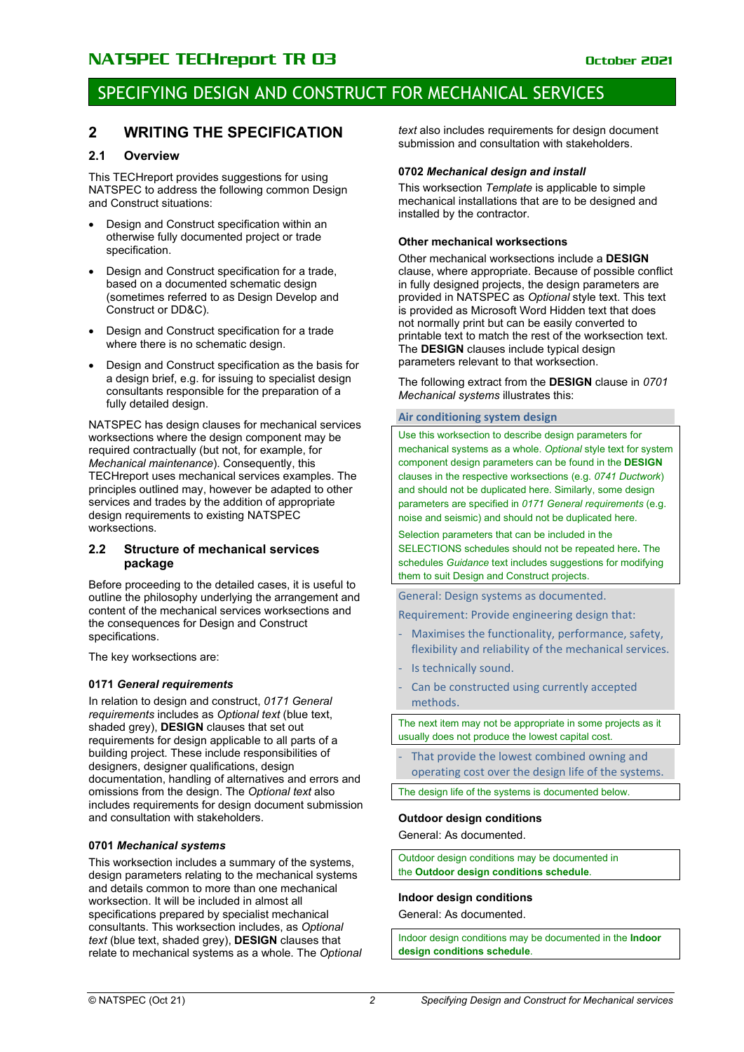## 2 WRITING THE SPECIFICATION

### 2.1 Overview

This TECHreport provides suggestions for using NATSPEC to address the following common Design and Construct situations:

- Design and Construct specification within an otherwise fully documented project or trade specification.
- Design and Construct specification for a trade, based on a documented schematic design (sometimes referred to as Design Develop and Construct or DD&C).
- Design and Construct specification for a trade where there is no schematic design.
- Design and Construct specification as the basis for a design brief, e.g. for issuing to specialist design consultants responsible for the preparation of a fully detailed design.

NATSPEC has design clauses for mechanical services worksections where the design component may be required contractually (but not, for example, for *Mechanical maintenance*). Consequently, this TECHreport uses mechanical services examples. The principles outlined may, however be adapted to other services and trades by the addition of appropriate design requirements to existing NATSPEC worksections.

### 2.2 Structure of mechanical services package

Before proceeding to the detailed cases, it is useful to outline the philosophy underlying the arrangement and content of the mechanical services worksections and the consequences for Design and Construct specifications.

The key worksections are:

#### 0171 *General requirements*

In relation to design and construct, *0171 General requirements* includes as *Optional text* (blue text, shaded grey), **DESIGN** clauses that set out requirements for design applicable to all parts of a building project. These include responsibilities of designers, designer qualifications, design documentation, handling of alternatives and errors and omissions from the design. The *Optional text* also includes requirements for design document submission and consultation with stakeholders.

#### 0701 *Mechanical systems*

This worksection includes a summary of the systems, design parameters relating to the mechanical systems and details common to more than one mechanical worksection. It will be included in almost all specifications prepared by specialist mechanical consultants. This worksection includes, as *Optional text* (blue text, shaded grey), **DESIGN** clauses that relate to mechanical systems as a whole. The *Optional text* also includes requirements for design document submission and consultation with stakeholders.

#### 0702 *Mechanical design and install*

This worksection *Template* is applicable to simple mechanical installations that are to be designed and installed by the contractor.

#### Other mechanical worksections

Other mechanical worksections include a **DESIGN** clause, where appropriate. Because of possible conflict in fully designed projects, the design parameters are provided in NATSPEC as *Optional* style text. This text is provided as Microsoft Word Hidden text that does not normally print but can be easily converted to printable text to match the rest of the worksection text. The **DESIGN** clauses include typical design parameters relevant to that worksection.

The following extract from the **DESIGN** clause in *0701 Mechanical systems* illustrates this:

> **Air conditioning system design**
>
> Use this worksection to describe design parameters for mechanical systems as a whole. *Optional* style text for system component design parameters can be found in the **DESIGN** clauses in the respective worksections (e.g. *0741 Ductwork*) and should not be duplicated here. Similarly, some design parameters are specified in *0171 General requirements* (e.g. noise and seismic) and should not be duplicated here.
>
> Selection parameters that can be included in the SELECTIONS schedules should not be repeated here. The schedules *Guidance* text includes suggestions for modifying them to suit Design and Construct projects.
>
> General: Design systems as documented.
>
> Requirement: Provide engineering design that:
>
> - Maximises the functionality, performance, safety, flexibility and reliability of the mechanical services.
> - Is technically sound.
> - Can be constructed using currently accepted methods.
>
> The next item may not be appropriate in some projects as it usually does not produce the lowest capital cost.
>
> - That provide the lowest combined owning and operating cost over the design life of the systems.
>
> The design life of the systems is documented below.
>
> **Outdoor design conditions**
>
> General: As documented.
>
> Outdoor design conditions may be documented in the **Outdoor design conditions schedule**.
>
> **Indoor design conditions**
>
> General: As documented.
>
> Indoor design conditions may be documented in the **Indoor design conditions schedule**.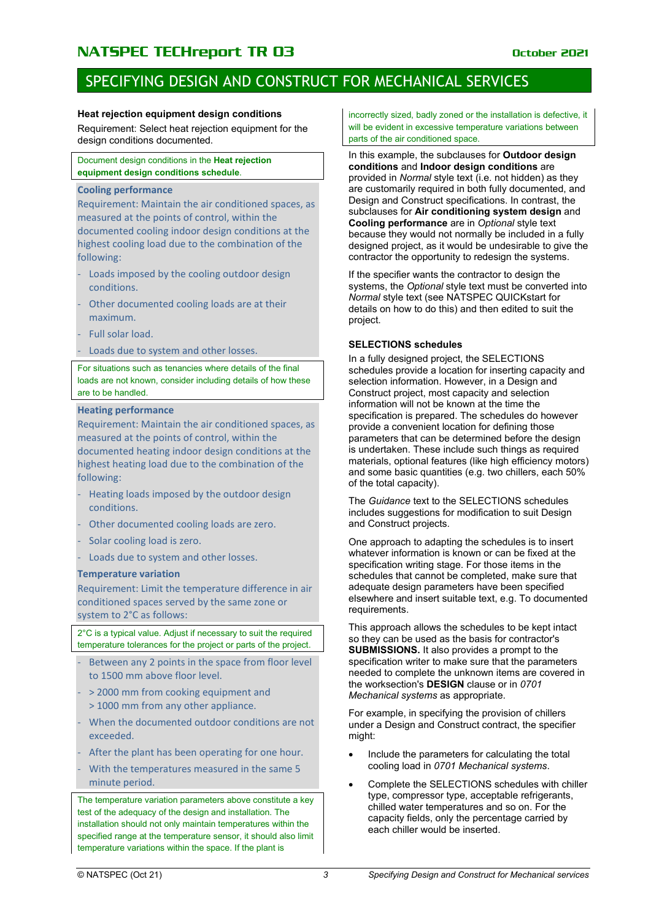**Heat rejection equipment design conditions**

Requirement: Select heat rejection equipment for the design conditions documented.

Document design conditions in the **Heat rejection equipment design conditions schedule**.

**Cooling performance**

Requirement: Maintain the air conditioned spaces, as measured at the points of control, within the documented cooling indoor design conditions at the highest cooling load due to the combination of the following:

- Loads imposed by the cooling outdoor design conditions.
- Other documented cooling loads are at their maximum.
- Full solar load.
- Loads due to system and other losses.

For situations such as tenancies where details of the final loads are not known, consider including details of how these are to be handled.

**Heating performance**

Requirement: Maintain the air conditioned spaces, as measured at the points of control, within the documented heating indoor design conditions at the highest heating load due to the combination of the following:

- Heating loads imposed by the outdoor design conditions.
- Other documented cooling loads are zero.
- Solar cooling load is zero.
- Loads due to system and other losses.

**Temperature variation**

Requirement: Limit the temperature difference in air conditioned spaces served by the same zone or system to 2°C as follows:

2°C is a typical value. Adjust if necessary to suit the required temperature tolerances for the project or parts of the project.

- Between any 2 points in the space from floor level to 1500 mm above floor level.
- > 2000 mm from cooking equipment and > 1000 mm from any other appliance.
- When the documented outdoor conditions are not exceeded.
- After the plant has been operating for one hour.
- With the temperatures measured in the same 5 minute period.

The temperature variation parameters above constitute a key test of the adequacy of the design and installation. The installation should not only maintain temperatures within the specified range at the temperature sensor, it should also limit temperature variations within the space. If the plant is incorrectly sized, badly zoned or the installation is defective, it will be evident in excessive temperature variations between parts of the air conditioned space.

In this example, the subclauses for **Outdoor design conditions** and **Indoor design conditions** are provided in *Normal* style text (i.e. not hidden) as they are customarily required in both fully documented, and Design and Construct specifications. In contrast, the subclauses for **Air conditioning system design** and **Cooling performance** are in *Optional* style text because they would not normally be included in a fully designed project, as it would be undesirable to give the contractor the opportunity to redesign the systems.

If the specifier wants the contractor to design the systems, the *Optional* style text must be converted into *Normal* style text (see NATSPEC QUICKstart for details on how to do this) and then edited to suit the project.

### SELECTIONS schedules

In a fully designed project, the SELECTIONS schedules provide a location for inserting capacity and selection information. However, in a Design and Construct project, most capacity and selection information will not be known at the time the specification is prepared. The schedules do however provide a convenient location for defining those parameters that can be determined before the design is undertaken. These include such things as required materials, optional features (like high efficiency motors) and some basic quantities (e.g. two chillers, each 50% of the total capacity).

The *Guidance* text to the SELECTIONS schedules includes suggestions for modification to suit Design and Construct projects.

One approach to adapting the schedules is to insert whatever information is known or can be fixed at the specification writing stage. For those items in the schedules that cannot be completed, make sure that adequate design parameters have been specified elsewhere and insert suitable text, e.g. To documented requirements.

This approach allows the schedules to be kept intact so they can be used as the basis for contractor's **SUBMISSIONS.** It also provides a prompt to the specification writer to make sure that the parameters needed to complete the unknown items are covered in the worksection's **DESIGN** clause or in *0701 Mechanical systems* as appropriate.

For example, in specifying the provision of chillers under a Design and Construct contract, the specifier might:

- Include the parameters for calculating the total cooling load in *0701 Mechanical systems*.
- Complete the SELECTIONS schedules with chiller type, compressor type, acceptable refrigerants, chilled water temperatures and so on. For the capacity fields, only the percentage carried by each chiller would be inserted.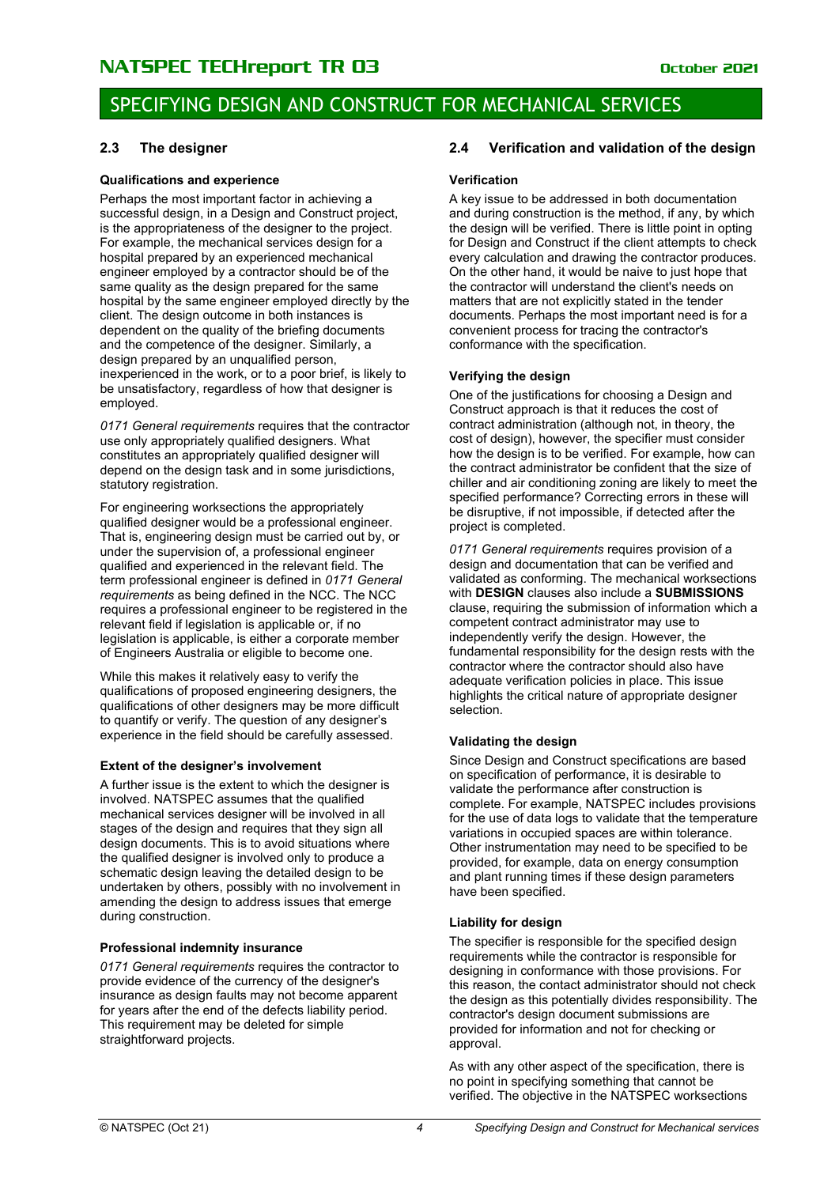## 2.3 The designer

### Qualifications and experience

Perhaps the most important factor in achieving a successful design, in a Design and Construct project, is the appropriateness of the designer to the project. For example, the mechanical services design for a hospital prepared by an experienced mechanical engineer employed by a contractor should be of the same quality as the design prepared for the same hospital by the same engineer employed directly by the client. The design outcome in both instances is dependent on the quality of the briefing documents and the competence of the designer. Similarly, a design prepared by an unqualified person, inexperienced in the work, or to a poor brief, is likely to be unsatisfactory, regardless of how that designer is employed.

*0171 General requirements* requires that the contractor use only appropriately qualified designers. What constitutes an appropriately qualified designer will depend on the design task and in some jurisdictions, statutory registration.

For engineering worksections the appropriately qualified designer would be a professional engineer. That is, engineering design must be carried out by, or under the supervision of, a professional engineer qualified and experienced in the relevant field. The term professional engineer is defined in *0171 General requirements* as being defined in the NCC. The NCC requires a professional engineer to be registered in the relevant field if legislation is applicable or, if no legislation is applicable, is either a corporate member of Engineers Australia or eligible to become one.

While this makes it relatively easy to verify the qualifications of proposed engineering designers, the qualifications of other designers may be more difficult to quantify or verify. The question of any designer's experience in the field should be carefully assessed.

### Extent of the designer's involvement

A further issue is the extent to which the designer is involved. NATSPEC assumes that the qualified mechanical services designer will be involved in all stages of the design and requires that they sign all design documents. This is to avoid situations where the qualified designer is involved only to produce a schematic design leaving the detailed design to be undertaken by others, possibly with no involvement in amending the design to address issues that emerge during construction.

### Professional indemnity insurance

*0171 General requirements* requires the contractor to provide evidence of the currency of the designer's insurance as design faults may not become apparent for years after the end of the defects liability period. This requirement may be deleted for simple straightforward projects.

## 2.4 Verification and validation of the design

### Verification

A key issue to be addressed in both documentation and during construction is the method, if any, by which the design will be verified. There is little point in opting for Design and Construct if the client attempts to check every calculation and drawing the contractor produces. On the other hand, it would be naive to just hope that the contractor will understand the client's needs on matters that are not explicitly stated in the tender documents. Perhaps the most important need is for a convenient process for tracing the contractor's conformance with the specification.

### Verifying the design

One of the justifications for choosing a Design and Construct approach is that it reduces the cost of contract administration (although not, in theory, the cost of design), however, the specifier must consider how the design is to be verified. For example, how can the contract administrator be confident that the size of chiller and air conditioning zoning are likely to meet the specified performance? Correcting errors in these will be disruptive, if not impossible, if detected after the project is completed.

*0171 General requirements* requires provision of a design and documentation that can be verified and validated as conforming. The mechanical worksections with **DESIGN** clauses also include a **SUBMISSIONS** clause, requiring the submission of information which a competent contract administrator may use to independently verify the design. However, the fundamental responsibility for the design rests with the contractor where the contractor should also have adequate verification policies in place. This issue highlights the critical nature of appropriate designer selection.

### Validating the design

Since Design and Construct specifications are based on specification of performance, it is desirable to validate the performance after construction is complete. For example, NATSPEC includes provisions for the use of data logs to validate that the temperature variations in occupied spaces are within tolerance. Other instrumentation may need to be specified to be provided, for example, data on energy consumption and plant running times if these design parameters have been specified.

### Liability for design

The specifier is responsible for the specified design requirements while the contractor is responsible for designing in conformance with those provisions. For this reason, the contact administrator should not check the design as this potentially divides responsibility. The contractor's design document submissions are provided for information and not for checking or approval.

As with any other aspect of the specification, there is no point in specifying something that cannot be verified. The objective in the NATSPEC worksections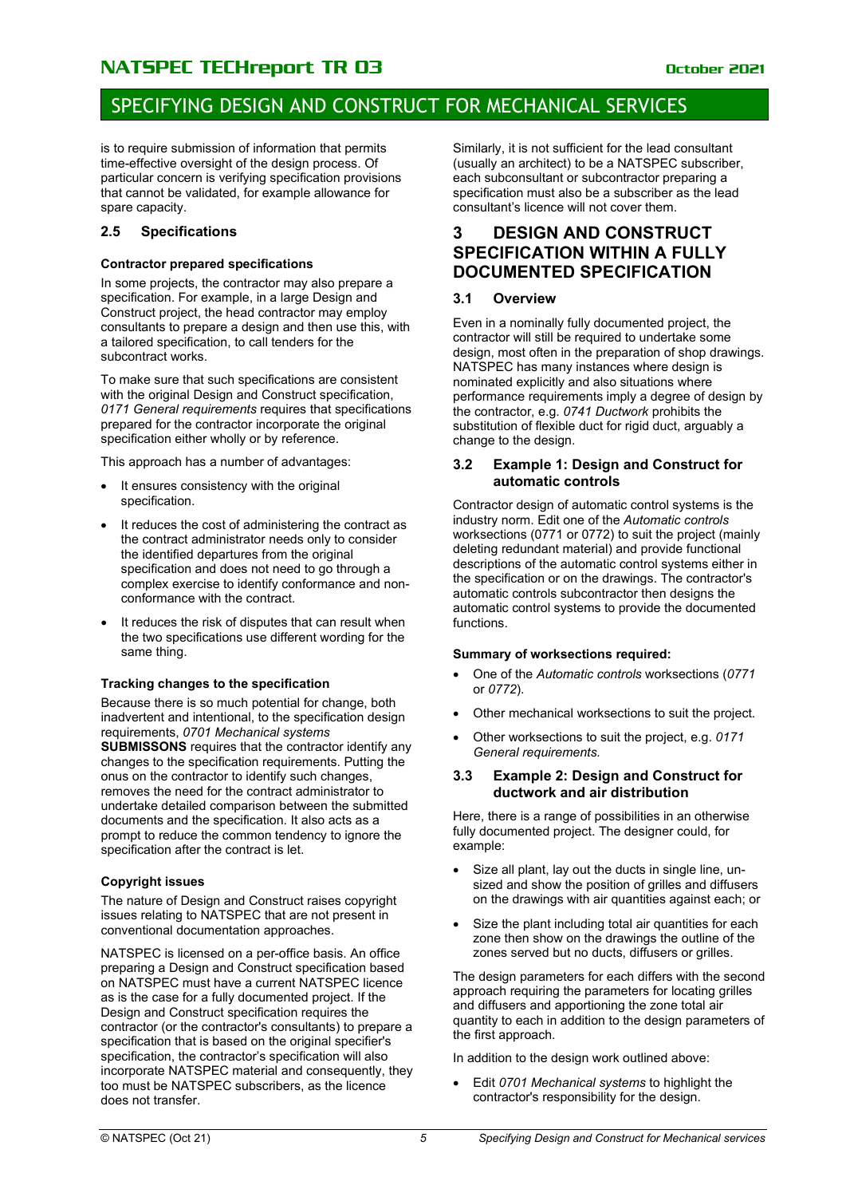is to require submission of information that permits time-effective oversight of the design process. Of particular concern is verifying specification provisions that cannot be validated, for example allowance for spare capacity.

### 2.5 Specifications

#### Contractor prepared specifications

In some projects, the contractor may also prepare a specification. For example, in a large Design and Construct project, the head contractor may employ consultants to prepare a design and then use this, with a tailored specification, to call tenders for the subcontract works.

To make sure that such specifications are consistent with the original Design and Construct specification, *0171 General requirements* requires that specifications prepared for the contractor incorporate the original specification either wholly or by reference.

This approach has a number of advantages:

- It ensures consistency with the original specification.
- It reduces the cost of administering the contract as the contract administrator needs only to consider the identified departures from the original specification and does not need to go through a complex exercise to identify conformance and non-conformance with the contract.
- It reduces the risk of disputes that can result when the two specifications use different wording for the same thing.

#### Tracking changes to the specification

Because there is so much potential for change, both inadvertent and intentional, to the specification design requirements, *0701 Mechanical systems* **SUBMISSONS** requires that the contractor identify any changes to the specification requirements. Putting the onus on the contractor to identify such changes, removes the need for the contract administrator to undertake detailed comparison between the submitted documents and the specification. It also acts as a prompt to reduce the common tendency to ignore the specification after the contract is let.

#### Copyright issues

The nature of Design and Construct raises copyright issues relating to NATSPEC that are not present in conventional documentation approaches.

NATSPEC is licensed on a per-office basis. An office preparing a Design and Construct specification based on NATSPEC must have a current NATSPEC licence as is the case for a fully documented project. If the Design and Construct specification requires the contractor (or the contractor's consultants) to prepare a specification that is based on the original specifier's specification, the contractor's specification will also incorporate NATSPEC material and consequently, they too must be NATSPEC subscribers, as the licence does not transfer.

Similarly, it is not sufficient for the lead consultant (usually an architect) to be a NATSPEC subscriber, each subconsultant or subcontractor preparing a specification must also be a subscriber as the lead consultant's licence will not cover them.

## 3 DESIGN AND CONSTRUCT SPECIFICATION WITHIN A FULLY DOCUMENTED SPECIFICATION

### 3.1 Overview

Even in a nominally fully documented project, the contractor will still be required to undertake some design, most often in the preparation of shop drawings. NATSPEC has many instances where design is nominated explicitly and also situations where performance requirements imply a degree of design by the contractor, e.g. *0741 Ductwork* prohibits the substitution of flexible duct for rigid duct, arguably a change to the design.

### 3.2 Example 1: Design and Construct for automatic controls

Contractor design of automatic control systems is the industry norm. Edit one of the *Automatic controls* worksections (0771 or 0772) to suit the project (mainly deleting redundant material) and provide functional descriptions of the automatic control systems either in the specification or on the drawings. The contractor's automatic controls subcontractor then designs the automatic control systems to provide the documented functions.

#### Summary of worksections required:

- One of the *Automatic controls* worksections (*0771* or *0772*).
- Other mechanical worksections to suit the project.
- Other worksections to suit the project, e.g. *0171 General requirements.*

### 3.3 Example 2: Design and Construct for ductwork and air distribution

Here, there is a range of possibilities in an otherwise fully documented project. The designer could, for example:

- Size all plant, lay out the ducts in single line, un-sized and show the position of grilles and diffusers on the drawings with air quantities against each; or
- Size the plant including total air quantities for each zone then show on the drawings the outline of the zones served but no ducts, diffusers or grilles.

The design parameters for each differs with the second approach requiring the parameters for locating grilles and diffusers and apportioning the zone total air quantity to each in addition to the design parameters of the first approach.

In addition to the design work outlined above:

- Edit *0701 Mechanical systems* to highlight the contractor's responsibility for the design.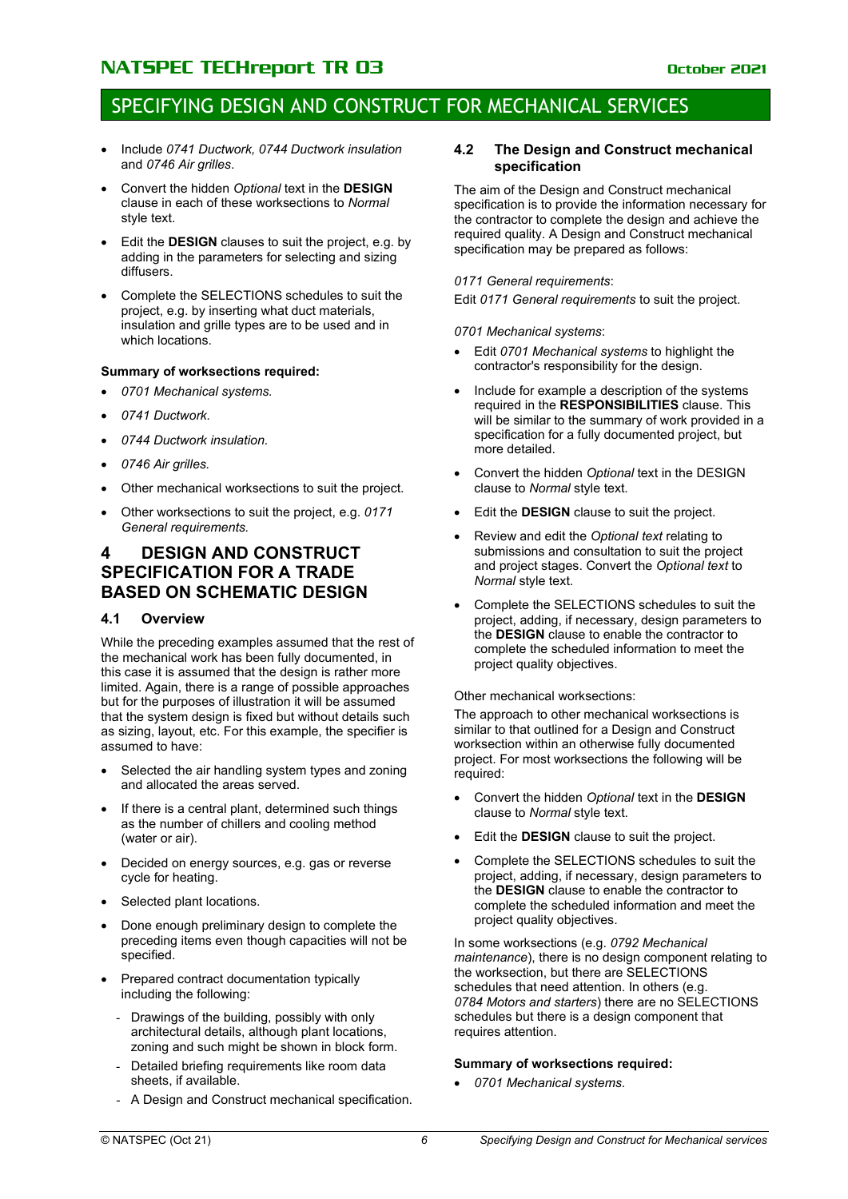- Include *0741 Ductwork, 0744 Ductwork insulation* and *0746 Air grilles*.
- Convert the hidden *Optional* text in the **DESIGN** clause in each of these worksections to *Normal* style text.
- Edit the **DESIGN** clauses to suit the project, e.g. by adding in the parameters for selecting and sizing diffusers.
- Complete the SELECTIONS schedules to suit the project, e.g. by inserting what duct materials, insulation and grille types are to be used and in which locations.

**Summary of worksections required:**

- *0701 Mechanical systems.*
- *0741 Ductwork.*
- *0744 Ductwork insulation.*
- *0746 Air grilles.*
- Other mechanical worksections to suit the project.
- Other worksections to suit the project, e.g. *0171 General requirements.*

# 4 DESIGN AND CONSTRUCT SPECIFICATION FOR A TRADE BASED ON SCHEMATIC DESIGN

## 4.1 Overview

While the preceding examples assumed that the rest of the mechanical work has been fully documented, in this case it is assumed that the design is rather more limited. Again, there is a range of possible approaches but for the purposes of illustration it will be assumed that the system design is fixed but without details such as sizing, layout, etc. For this example, the specifier is assumed to have:

- Selected the air handling system types and zoning and allocated the areas served.
- If there is a central plant, determined such things as the number of chillers and cooling method (water or air).
- Decided on energy sources, e.g. gas or reverse cycle for heating.
- Selected plant locations.
- Done enough preliminary design to complete the preceding items even though capacities will not be specified.
- Prepared contract documentation typically including the following:
  - Drawings of the building, possibly with only architectural details, although plant locations, zoning and such might be shown in block form.
  - Detailed briefing requirements like room data sheets, if available.
  - A Design and Construct mechanical specification.

## 4.2 The Design and Construct mechanical specification

The aim of the Design and Construct mechanical specification is to provide the information necessary for the contractor to complete the design and achieve the required quality. A Design and Construct mechanical specification may be prepared as follows:

*0171 General requirements*:

Edit *0171 General requirements* to suit the project.

*0701 Mechanical systems*:

- Edit *0701 Mechanical systems* to highlight the contractor's responsibility for the design.
- Include for example a description of the systems required in the **RESPONSIBILITIES** clause. This will be similar to the summary of work provided in a specification for a fully documented project, but more detailed.
- Convert the hidden *Optional* text in the DESIGN clause to *Normal* style text.
- Edit the **DESIGN** clause to suit the project.
- Review and edit the *Optional text* relating to submissions and consultation to suit the project and project stages. Convert the *Optional text* to *Normal* style text.
- Complete the SELECTIONS schedules to suit the project, adding, if necessary, design parameters to the **DESIGN** clause to enable the contractor to complete the scheduled information to meet the project quality objectives.

Other mechanical worksections:

The approach to other mechanical worksections is similar to that outlined for a Design and Construct worksection within an otherwise fully documented project. For most worksections the following will be required:

- Convert the hidden *Optional* text in the **DESIGN** clause to *Normal* style text.
- Edit the **DESIGN** clause to suit the project.
- Complete the SELECTIONS schedules to suit the project, adding, if necessary, design parameters to the **DESIGN** clause to enable the contractor to complete the scheduled information and meet the project quality objectives.

In some worksections (e.g. *0792 Mechanical maintenance*), there is no design component relating to the worksection, but there are SELECTIONS schedules that need attention. In others (e.g. *0784 Motors and starters*) there are no SELECTIONS schedules but there is a design component that requires attention.

**Summary of worksections required:**

- *0701 Mechanical systems.*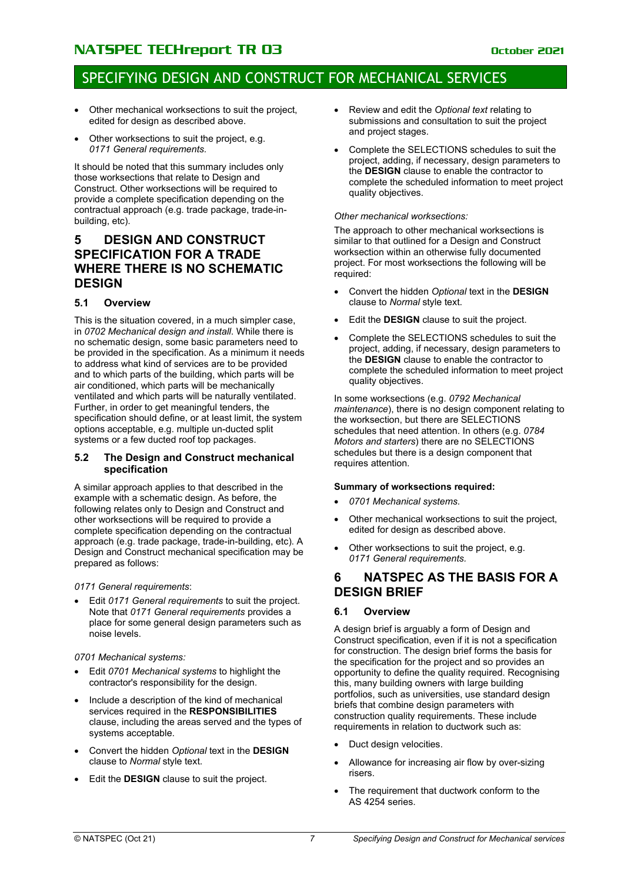- Other mechanical worksections to suit the project, edited for design as described above.
- Other worksections to suit the project, e.g. *0171 General requirements.*

It should be noted that this summary includes only those worksections that relate to Design and Construct. Other worksections will be required to provide a complete specification depending on the contractual approach (e.g. trade package, trade-in-building, etc).

# 5 DESIGN AND CONSTRUCT SPECIFICATION FOR A TRADE WHERE THERE IS NO SCHEMATIC DESIGN

## 5.1 Overview

This is the situation covered, in a much simpler case, in *0702 Mechanical design and install.* While there is no schematic design, some basic parameters need to be provided in the specification. As a minimum it needs to address what kind of services are to be provided and to which parts of the building, which parts will be air conditioned, which parts will be mechanically ventilated and which parts will be naturally ventilated. Further, in order to get meaningful tenders, the specification should define, or at least limit, the system options acceptable, e.g. multiple un-ducted split systems or a few ducted roof top packages.

## 5.2 The Design and Construct mechanical specification

A similar approach applies to that described in the example with a schematic design. As before, the following relates only to Design and Construct and other worksections will be required to provide a complete specification depending on the contractual approach (e.g. trade package, trade-in-building, etc). A Design and Construct mechanical specification may be prepared as follows:

*0171 General requirements*:

- Edit *0171 General requirements* to suit the project. Note that *0171 General requirements* provides a place for some general design parameters such as noise levels.

*0701 Mechanical systems:*

- Edit *0701 Mechanical systems* to highlight the contractor's responsibility for the design.
- Include a description of the kind of mechanical services required in the **RESPONSIBILITIES** clause, including the areas served and the types of systems acceptable.
- Convert the hidden *Optional* text in the **DESIGN** clause to *Normal* style text.
- Edit the **DESIGN** clause to suit the project.
- Review and edit the *Optional text* relating to submissions and consultation to suit the project and project stages.
- Complete the SELECTIONS schedules to suit the project, adding, if necessary, design parameters to the **DESIGN** clause to enable the contractor to complete the scheduled information to meet project quality objectives.

*Other mechanical worksections:*

The approach to other mechanical worksections is similar to that outlined for a Design and Construct worksection within an otherwise fully documented project. For most worksections the following will be required:

- Convert the hidden *Optional* text in the **DESIGN** clause to *Normal* style text.
- Edit the **DESIGN** clause to suit the project.
- Complete the SELECTIONS schedules to suit the project, adding, if necessary, design parameters to the **DESIGN** clause to enable the contractor to complete the scheduled information to meet project quality objectives.

In some worksections (e.g. *0792 Mechanical maintenance*), there is no design component relating to the worksection, but there are SELECTIONS schedules that need attention. In others (e.g. *0784 Motors and starters*) there are no SELECTIONS schedules but there is a design component that requires attention.

**Summary of worksections required:**

- *0701 Mechanical systems.*
- Other mechanical worksections to suit the project, edited for design as described above.
- Other worksections to suit the project, e.g. *0171 General requirements.*

# 6 NATSPEC AS THE BASIS FOR A DESIGN BRIEF

## 6.1 Overview

A design brief is arguably a form of Design and Construct specification, even if it is not a specification for construction. The design brief forms the basis for the specification for the project and so provides an opportunity to define the quality required. Recognising this, many building owners with large building portfolios, such as universities, use standard design briefs that combine design parameters with construction quality requirements. These include requirements in relation to ductwork such as:

- Duct design velocities.
- Allowance for increasing air flow by over-sizing risers.
- The requirement that ductwork conform to the AS 4254 series.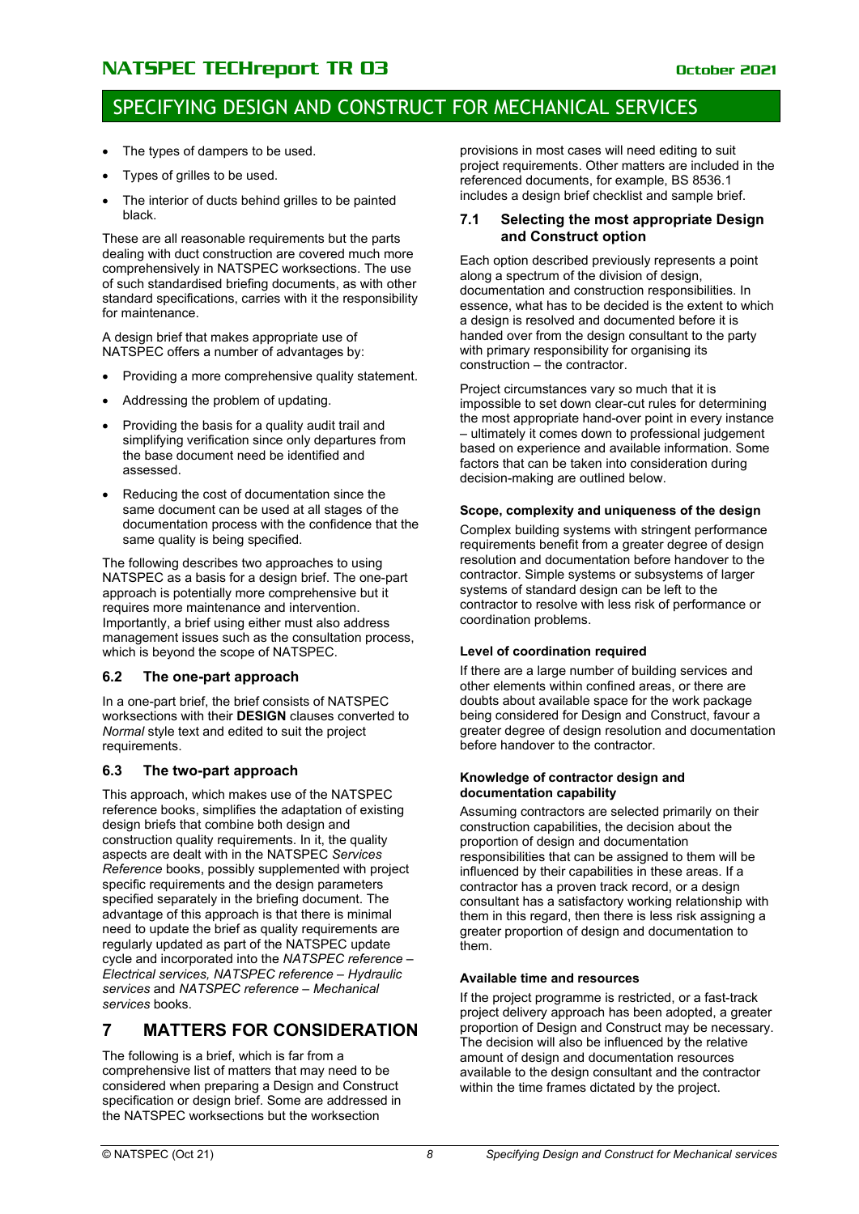- The types of dampers to be used.
- Types of grilles to be used.
- The interior of ducts behind grilles to be painted black.

These are all reasonable requirements but the parts dealing with duct construction are covered much more comprehensively in NATSPEC worksections. The use of such standardised briefing documents, as with other standard specifications, carries with it the responsibility for maintenance.

A design brief that makes appropriate use of NATSPEC offers a number of advantages by:

- Providing a more comprehensive quality statement.
- Addressing the problem of updating.
- Providing the basis for a quality audit trail and simplifying verification since only departures from the base document need be identified and assessed.
- Reducing the cost of documentation since the same document can be used at all stages of the documentation process with the confidence that the same quality is being specified.

The following describes two approaches to using NATSPEC as a basis for a design brief. The one-part approach is potentially more comprehensive but it requires more maintenance and intervention. Importantly, a brief using either must also address management issues such as the consultation process, which is beyond the scope of NATSPEC.

### 6.2 The one-part approach

In a one-part brief, the brief consists of NATSPEC worksections with their **DESIGN** clauses converted to *Normal* style text and edited to suit the project requirements.

### 6.3 The two-part approach

This approach, which makes use of the NATSPEC reference books, simplifies the adaptation of existing design briefs that combine both design and construction quality requirements. In it, the quality aspects are dealt with in the NATSPEC *Services Reference* books, possibly supplemented with project specific requirements and the design parameters specified separately in the briefing document. The advantage of this approach is that there is minimal need to update the brief as quality requirements are regularly updated as part of the NATSPEC update cycle and incorporated into the *NATSPEC reference – Electrical services, NATSPEC reference – Hydraulic services* and *NATSPEC reference – Mechanical services* books.

## 7 MATTERS FOR CONSIDERATION

The following is a brief, which is far from a comprehensive list of matters that may need to be considered when preparing a Design and Construct specification or design brief. Some are addressed in the NATSPEC worksections but the worksection provisions in most cases will need editing to suit project requirements. Other matters are included in the referenced documents, for example, BS 8536.1 includes a design brief checklist and sample brief.

### 7.1 Selecting the most appropriate Design and Construct option

Each option described previously represents a point along a spectrum of the division of design, documentation and construction responsibilities. In essence, what has to be decided is the extent to which a design is resolved and documented before it is handed over from the design consultant to the party with primary responsibility for organising its construction – the contractor.

Project circumstances vary so much that it is impossible to set down clear-cut rules for determining the most appropriate hand-over point in every instance – ultimately it comes down to professional judgement based on experience and available information. Some factors that can be taken into consideration during decision-making are outlined below.

**Scope, complexity and uniqueness of the design**

Complex building systems with stringent performance requirements benefit from a greater degree of design resolution and documentation before handover to the contractor. Simple systems or subsystems of larger systems of standard design can be left to the contractor to resolve with less risk of performance or coordination problems.

**Level of coordination required**

If there are a large number of building services and other elements within confined areas, or there are doubts about available space for the work package being considered for Design and Construct, favour a greater degree of design resolution and documentation before handover to the contractor.

**Knowledge of contractor design and documentation capability**

Assuming contractors are selected primarily on their construction capabilities, the decision about the proportion of design and documentation responsibilities that can be assigned to them will be influenced by their capabilities in these areas. If a contractor has a proven track record, or a design consultant has a satisfactory working relationship with them in this regard, then there is less risk assigning a greater proportion of design and documentation to them.

**Available time and resources**

If the project programme is restricted, or a fast-track project delivery approach has been adopted, a greater proportion of Design and Construct may be necessary. The decision will also be influenced by the relative amount of design and documentation resources available to the design consultant and the contractor within the time frames dictated by the project.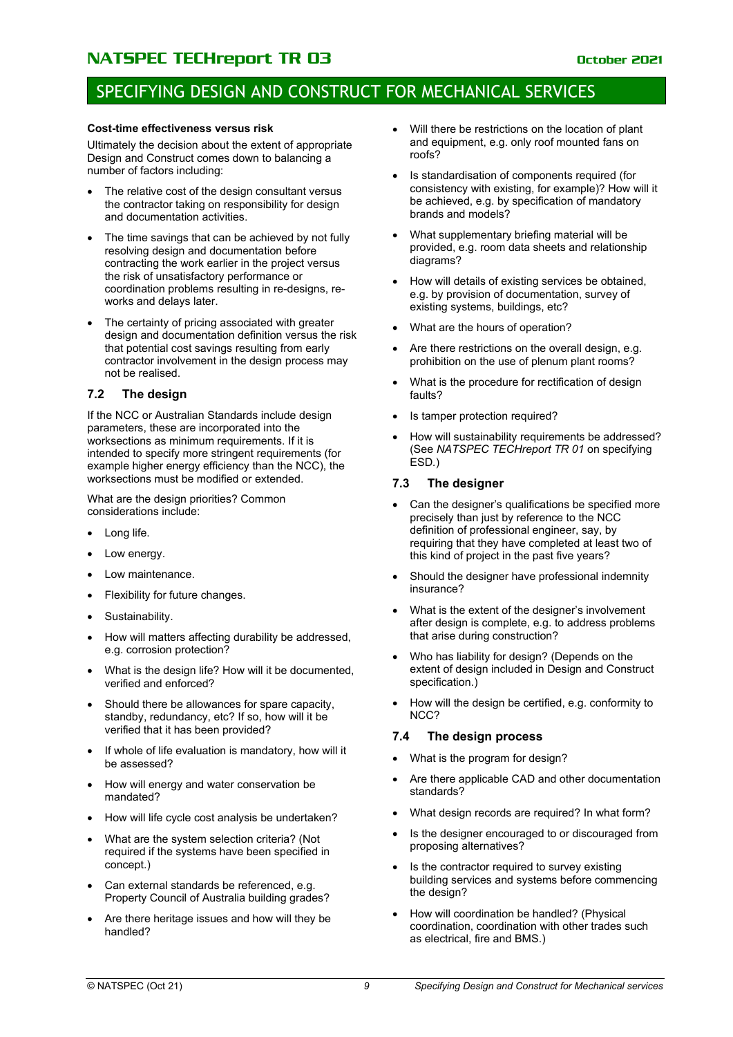**Cost-time effectiveness versus risk**

Ultimately the decision about the extent of appropriate Design and Construct comes down to balancing a number of factors including:

- The relative cost of the design consultant versus the contractor taking on responsibility for design and documentation activities.
- The time savings that can be achieved by not fully resolving design and documentation before contracting the work earlier in the project versus the risk of unsatisfactory performance or coordination problems resulting in re-designs, re-works and delays later.
- The certainty of pricing associated with greater design and documentation definition versus the risk that potential cost savings resulting from early contractor involvement in the design process may not be realised.

## 7.2 The design

If the NCC or Australian Standards include design parameters, these are incorporated into the worksections as minimum requirements. If it is intended to specify more stringent requirements (for example higher energy efficiency than the NCC), the worksections must be modified or extended.

What are the design priorities? Common considerations include:

- Long life.
- Low energy.
- Low maintenance.
- Flexibility for future changes.
- Sustainability.
- How will matters affecting durability be addressed, e.g. corrosion protection?
- What is the design life? How will it be documented, verified and enforced?
- Should there be allowances for spare capacity, standby, redundancy, etc? If so, how will it be verified that it has been provided?
- If whole of life evaluation is mandatory, how will it be assessed?
- How will energy and water conservation be mandated?
- How will life cycle cost analysis be undertaken?
- What are the system selection criteria? (Not required if the systems have been specified in concept.)
- Can external standards be referenced, e.g. Property Council of Australia building grades?
- Are there heritage issues and how will they be handled?
- Will there be restrictions on the location of plant and equipment, e.g. only roof mounted fans on roofs?
- Is standardisation of components required (for consistency with existing, for example)? How will it be achieved, e.g. by specification of mandatory brands and models?
- What supplementary briefing material will be provided, e.g. room data sheets and relationship diagrams?
- How will details of existing services be obtained, e.g. by provision of documentation, survey of existing systems, buildings, etc?
- What are the hours of operation?
- Are there restrictions on the overall design, e.g. prohibition on the use of plenum plant rooms?
- What is the procedure for rectification of design faults?
- Is tamper protection required?
- How will sustainability requirements be addressed? (See *NATSPEC TECHreport TR 01* on specifying ESD.)

## 7.3 The designer

- Can the designer's qualifications be specified more precisely than just by reference to the NCC definition of professional engineer, say, by requiring that they have completed at least two of this kind of project in the past five years?
- Should the designer have professional indemnity insurance?
- What is the extent of the designer's involvement after design is complete, e.g. to address problems that arise during construction?
- Who has liability for design? (Depends on the extent of design included in Design and Construct specification.)
- How will the design be certified, e.g. conformity to NCC?

## 7.4 The design process

- What is the program for design?
- Are there applicable CAD and other documentation standards?
- What design records are required? In what form?
- Is the designer encouraged to or discouraged from proposing alternatives?
- Is the contractor required to survey existing building services and systems before commencing the design?
- How will coordination be handled? (Physical coordination, coordination with other trades such as electrical, fire and BMS.)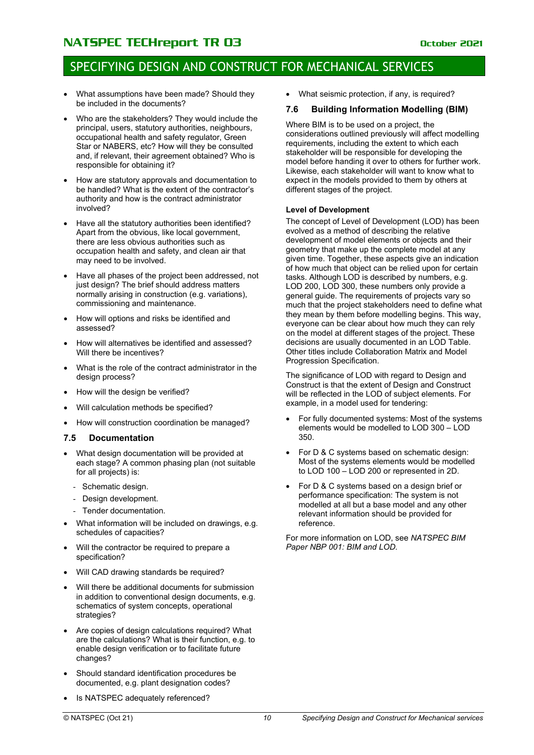- What assumptions have been made? Should they be included in the documents?
- Who are the stakeholders? They would include the principal, users, statutory authorities, neighbours, occupational health and safety regulator, Green Star or NABERS, etc? How will they be consulted and, if relevant, their agreement obtained? Who is responsible for obtaining it?
- How are statutory approvals and documentation to be handled? What is the extent of the contractor's authority and how is the contract administrator involved?
- Have all the statutory authorities been identified? Apart from the obvious, like local government, there are less obvious authorities such as occupation health and safety, and clean air that may need to be involved.
- Have all phases of the project been addressed, not just design? The brief should address matters normally arising in construction (e.g. variations), commissioning and maintenance.
- How will options and risks be identified and assessed?
- How will alternatives be identified and assessed? Will there be incentives?
- What is the role of the contract administrator in the design process?
- How will the design be verified?
- Will calculation methods be specified?
- How will construction coordination be managed?

### 7.5 Documentation

- What design documentation will be provided at each stage? A common phasing plan (not suitable for all projects) is:
  - Schematic design.
  - Design development.
  - Tender documentation.
- What information will be included on drawings, e.g. schedules of capacities?
- Will the contractor be required to prepare a specification?
- Will CAD drawing standards be required?
- Will there be additional documents for submission in addition to conventional design documents, e.g. schematics of system concepts, operational strategies?
- Are copies of design calculations required? What are the calculations? What is their function, e.g. to enable design verification or to facilitate future changes?
- Should standard identification procedures be documented, e.g. plant designation codes?
- Is NATSPEC adequately referenced?
- What seismic protection, if any, is required?

### 7.6 Building Information Modelling (BIM)

Where BIM is to be used on a project, the considerations outlined previously will affect modelling requirements, including the extent to which each stakeholder will be responsible for developing the model before handing it over to others for further work. Likewise, each stakeholder will want to know what to expect in the models provided to them by others at different stages of the project.

**Level of Development**

The concept of Level of Development (LOD) has been evolved as a method of describing the relative development of model elements or objects and their geometry that make up the complete model at any given time. Together, these aspects give an indication of how much that object can be relied upon for certain tasks. Although LOD is described by numbers, e.g. LOD 200, LOD 300, these numbers only provide a general guide. The requirements of projects vary so much that the project stakeholders need to define what they mean by them before modelling begins. This way, everyone can be clear about how much they can rely on the model at different stages of the project. These decisions are usually documented in an LOD Table. Other titles include Collaboration Matrix and Model Progression Specification.

The significance of LOD with regard to Design and Construct is that the extent of Design and Construct will be reflected in the LOD of subject elements. For example, in a model used for tendering:

- For fully documented systems: Most of the systems elements would be modelled to LOD 300 – LOD 350.
- For D & C systems based on schematic design: Most of the systems elements would be modelled to LOD 100 – LOD 200 or represented in 2D.
- For D & C systems based on a design brief or performance specification: The system is not modelled at all but a base model and any other relevant information should be provided for reference.

For more information on LOD, see *NATSPEC BIM Paper NBP 001: BIM and LOD*.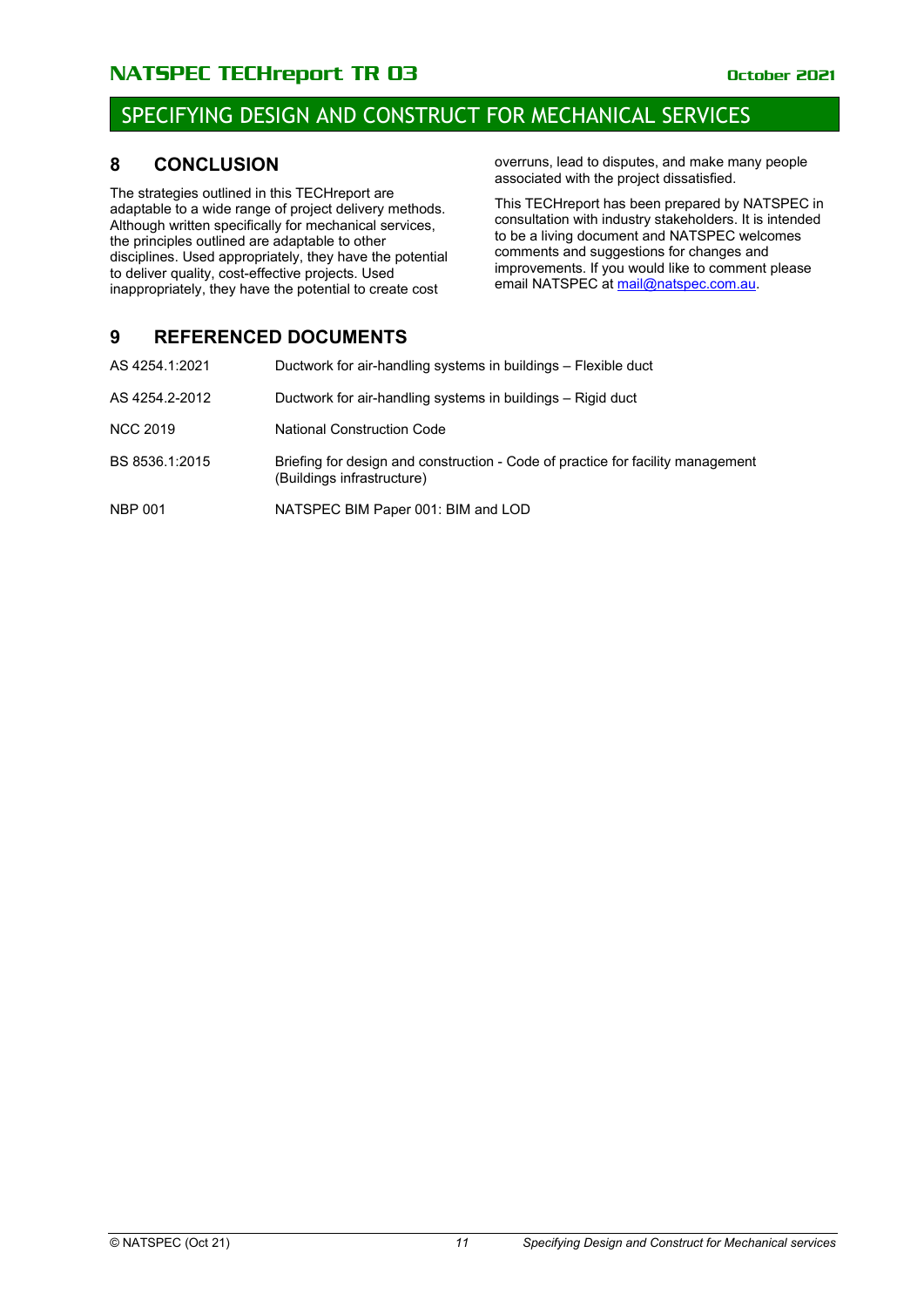## 8 CONCLUSION

The strategies outlined in this TECHreport are adaptable to a wide range of project delivery methods. Although written specifically for mechanical services, the principles outlined are adaptable to other disciplines. Used appropriately, they have the potential to deliver quality, cost-effective projects. Used inappropriately, they have the potential to create cost overruns, lead to disputes, and make many people associated with the project dissatisfied.

This TECHreport has been prepared by NATSPEC in consultation with industry stakeholders. It is intended to be a living document and NATSPEC welcomes comments and suggestions for changes and improvements. If you would like to comment please email NATSPEC at mail@natspec.com.au.

## 9 REFERENCED DOCUMENTS

| | |
|---|---|
| AS 4254.1:2021 | Ductwork for air-handling systems in buildings – Flexible duct |
| AS 4254.2-2012 | Ductwork for air-handling systems in buildings – Rigid duct |
| NCC 2019 | National Construction Code |
| BS 8536.1:2015 | Briefing for design and construction - Code of practice for facility management (Buildings infrastructure) |
| NBP 001 | NATSPEC BIM Paper 001: BIM and LOD |